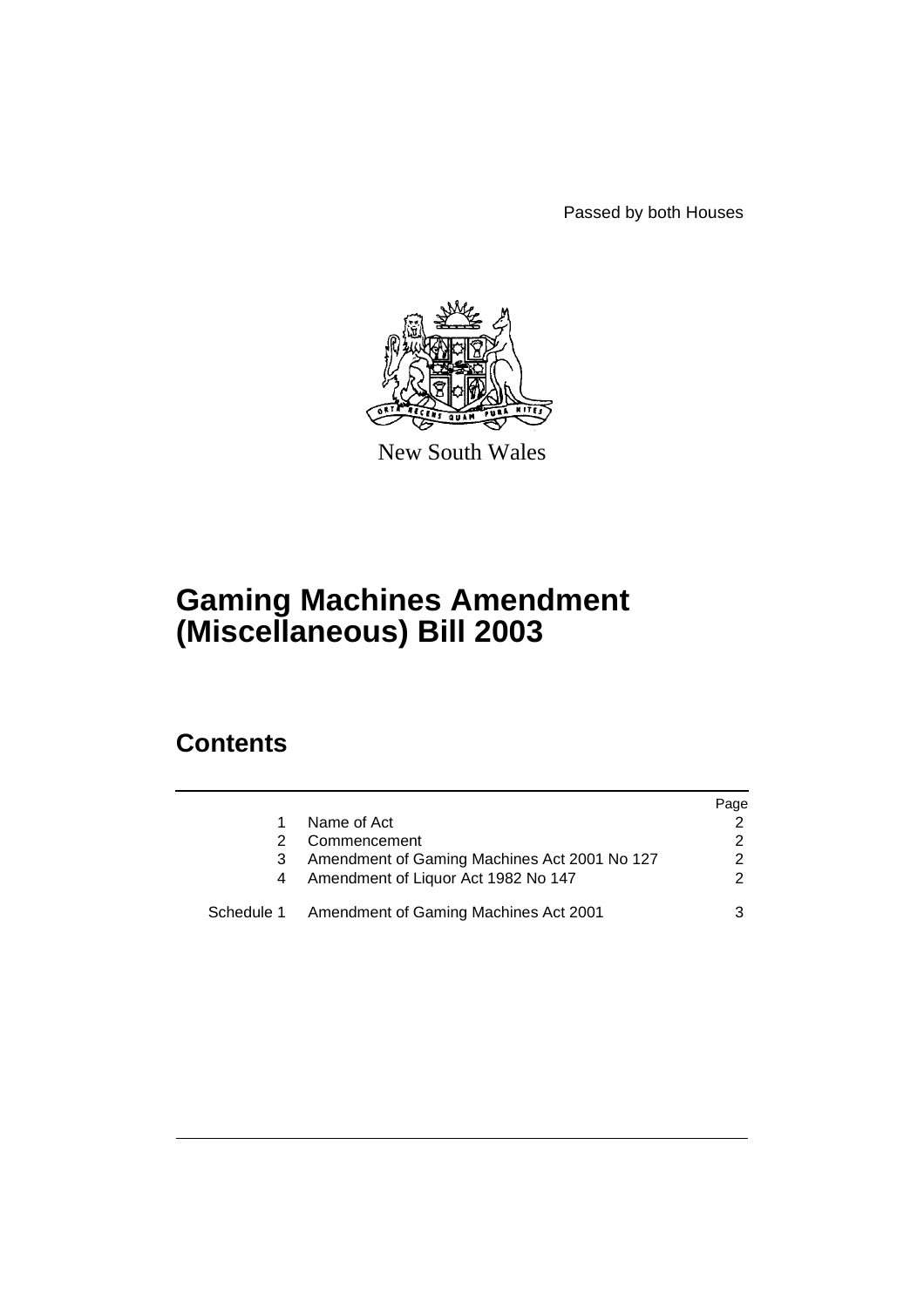Passed by both Houses

New South Wales

# Gaming Machines Amendment (Miscellaneous) Bill 2003

## Contents

| | | Page |
|---|---|---|
| 1 | Name of Act | 2 |
| 2 | Commencement | 2 |
| 3 | Amendment of Gaming Machines Act 2001 No 127 | 2 |
| 4 | Amendment of Liquor Act 1982 No 147 | 2 |
| Schedule 1 | Amendment of Gaming Machines Act 2001 | 3 |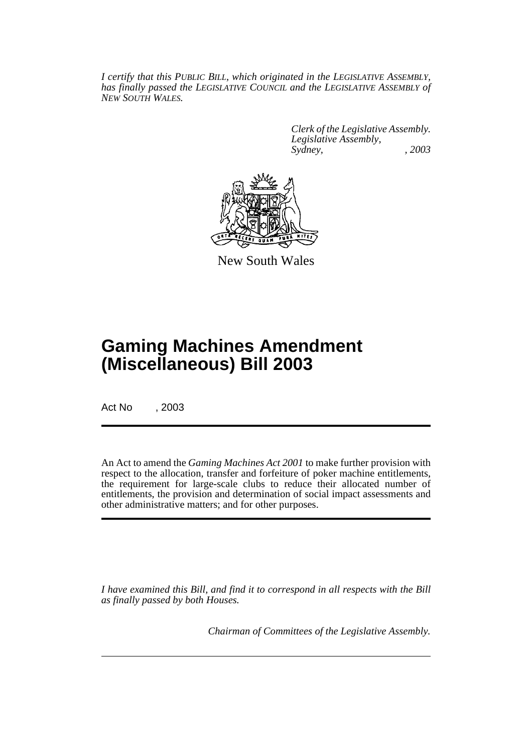*I certify that this PUBLIC BILL, which originated in the LEGISLATIVE ASSEMBLY, has finally passed the LEGISLATIVE COUNCIL and the LEGISLATIVE ASSEMBLY of NEW SOUTH WALES.*

*Clerk of the Legislative Assembly.*
*Legislative Assembly,*
*Sydney, , 2003*

New South Wales

# Gaming Machines Amendment (Miscellaneous) Bill 2003

Act No , 2003

An Act to amend the *Gaming Machines Act 2001* to make further provision with respect to the allocation, transfer and forfeiture of poker machine entitlements, the requirement for large-scale clubs to reduce their allocated number of entitlements, the provision and determination of social impact assessments and other administrative matters; and for other purposes.

*I have examined this Bill, and find it to correspond in all respects with the Bill as finally passed by both Houses.*

*Chairman of Committees of the Legislative Assembly.*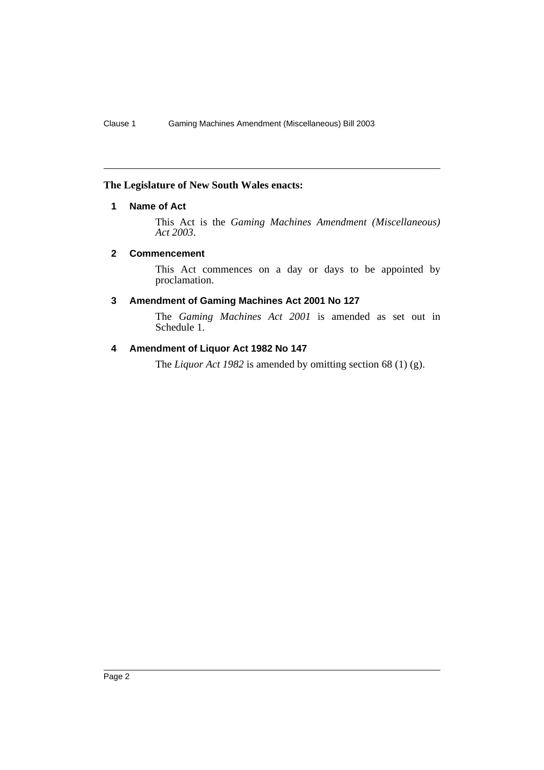**The Legislature of New South Wales enacts:**

### 1 Name of Act

This Act is the *Gaming Machines Amendment (Miscellaneous) Act 2003*.

### 2 Commencement

This Act commences on a day or days to be appointed by proclamation.

### 3 Amendment of Gaming Machines Act 2001 No 127

The *Gaming Machines Act 2001* is amended as set out in Schedule 1.

### 4 Amendment of Liquor Act 1982 No 147

The *Liquor Act 1982* is amended by omitting section 68 (1) (g).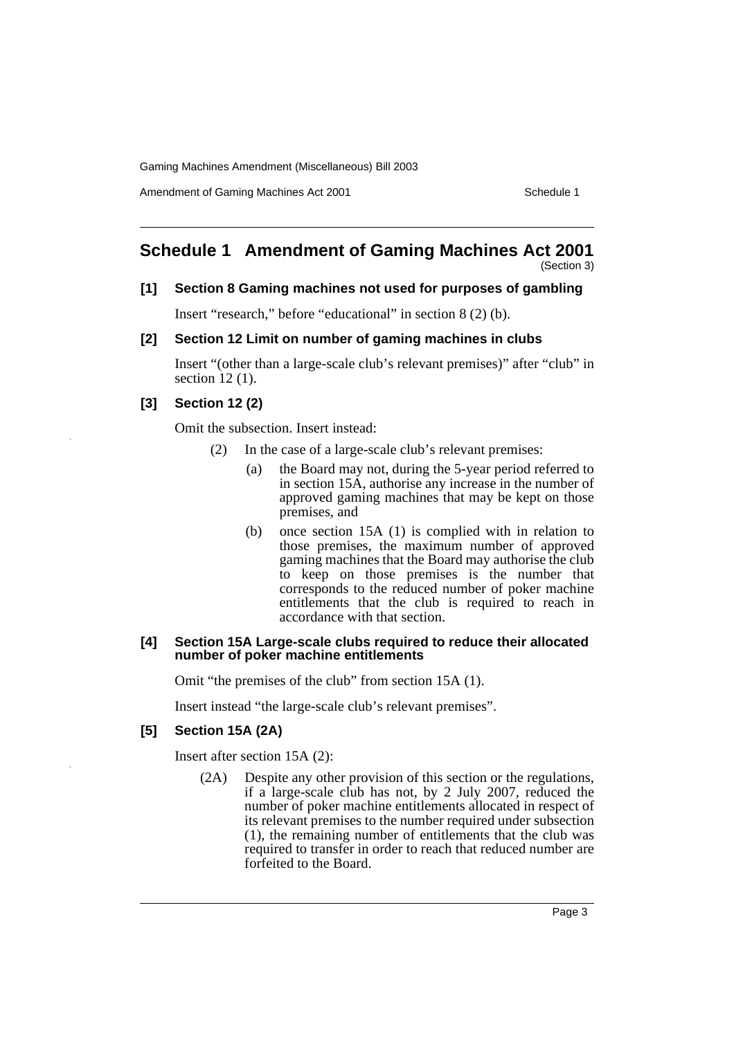## Schedule 1 Amendment of Gaming Machines Act 2001

(Section 3)

**[1] Section 8 Gaming machines not used for purposes of gambling**

Insert "research," before "educational" in section 8 (2) (b).

**[2] Section 12 Limit on number of gaming machines in clubs**

Insert "(other than a large-scale club's relevant premises)" after "club" in section 12 (1).

**[3] Section 12 (2)**

Omit the subsection. Insert instead:

> (2) In the case of a large-scale club's relevant premises:
>
> (a) the Board may not, during the 5-year period referred to in section 15A, authorise any increase in the number of approved gaming machines that may be kept on those premises, and
>
> (b) once section 15A (1) is complied with in relation to those premises, the maximum number of approved gaming machines that the Board may authorise the club to keep on those premises is the number that corresponds to the reduced number of poker machine entitlements that the club is required to reach in accordance with that section.

**[4] Section 15A Large-scale clubs required to reduce their allocated number of poker machine entitlements**

Omit "the premises of the club" from section 15A (1).

Insert instead "the large-scale club's relevant premises".

**[5] Section 15A (2A)**

Insert after section 15A (2):

> (2A) Despite any other provision of this section or the regulations, if a large-scale club has not, by 2 July 2007, reduced the number of poker machine entitlements allocated in respect of its relevant premises to the number required under subsection (1), the remaining number of entitlements that the club was required to transfer in order to reach that reduced number are forfeited to the Board.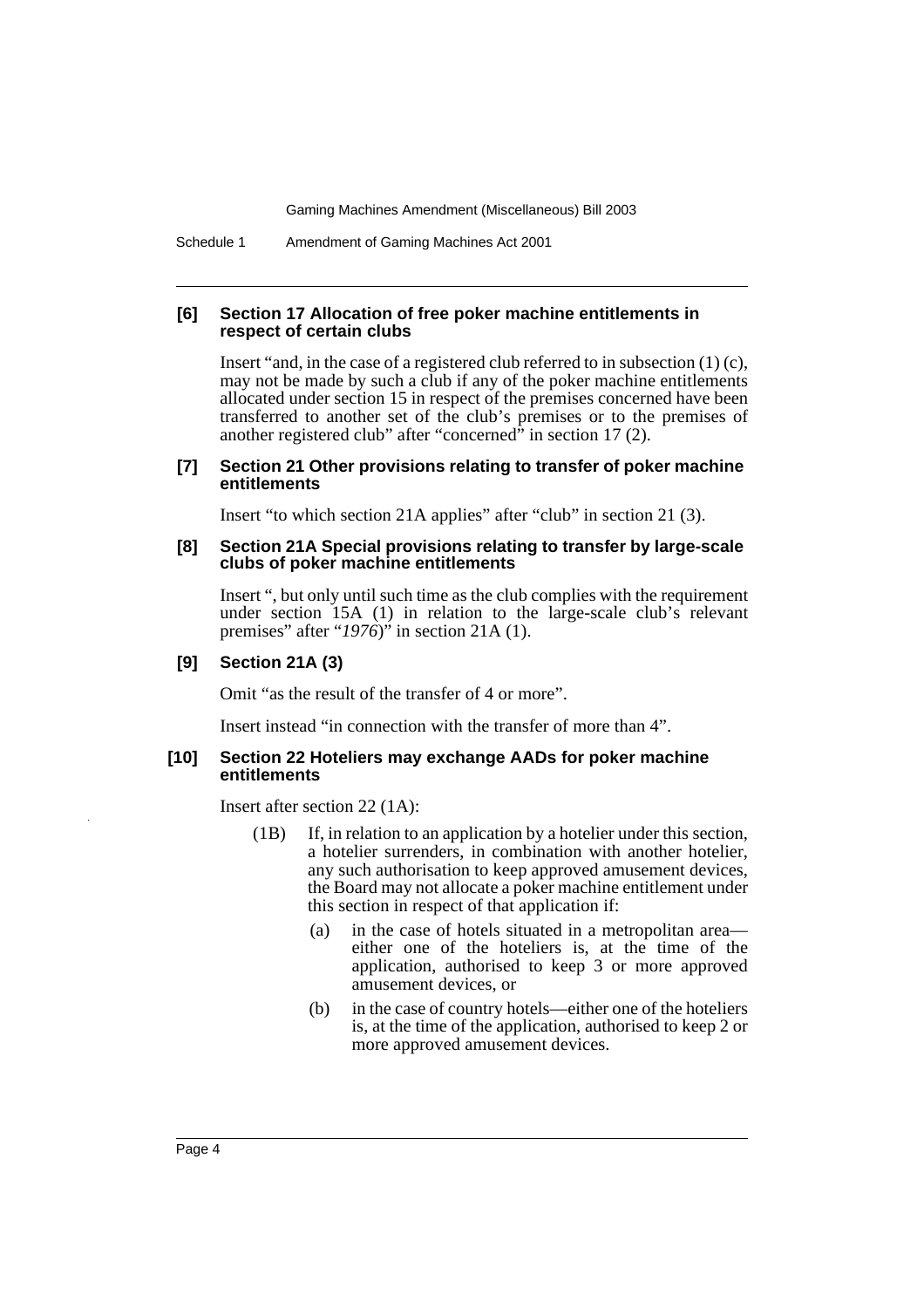#### [6] Section 17 Allocation of free poker machine entitlements in respect of certain clubs

Insert "and, in the case of a registered club referred to in subsection (1) (c), may not be made by such a club if any of the poker machine entitlements allocated under section 15 in respect of the premises concerned have been transferred to another set of the club's premises or to the premises of another registered club" after "concerned" in section 17 (2).

#### [7] Section 21 Other provisions relating to transfer of poker machine entitlements

Insert "to which section 21A applies" after "club" in section 21 (3).

#### [8] Section 21A Special provisions relating to transfer by large-scale clubs of poker machine entitlements

Insert ", but only until such time as the club complies with the requirement under section 15A (1) in relation to the large-scale club's relevant premises" after "*1976*)" in section 21A (1).

#### [9] Section 21A (3)

Omit "as the result of the transfer of 4 or more".

Insert instead "in connection with the transfer of more than 4".

#### [10] Section 22 Hoteliers may exchange AADs for poker machine entitlements

Insert after section 22 (1A):

(1B) If, in relation to an application by a hotelier under this section, a hotelier surrenders, in combination with another hotelier, any such authorisation to keep approved amusement devices, the Board may not allocate a poker machine entitlement under this section in respect of that application if:

(a) in the case of hotels situated in a metropolitan area—either one of the hoteliers is, at the time of the application, authorised to keep 3 or more approved amusement devices, or

(b) in the case of country hotels—either one of the hoteliers is, at the time of the application, authorised to keep 2 or more approved amusement devices.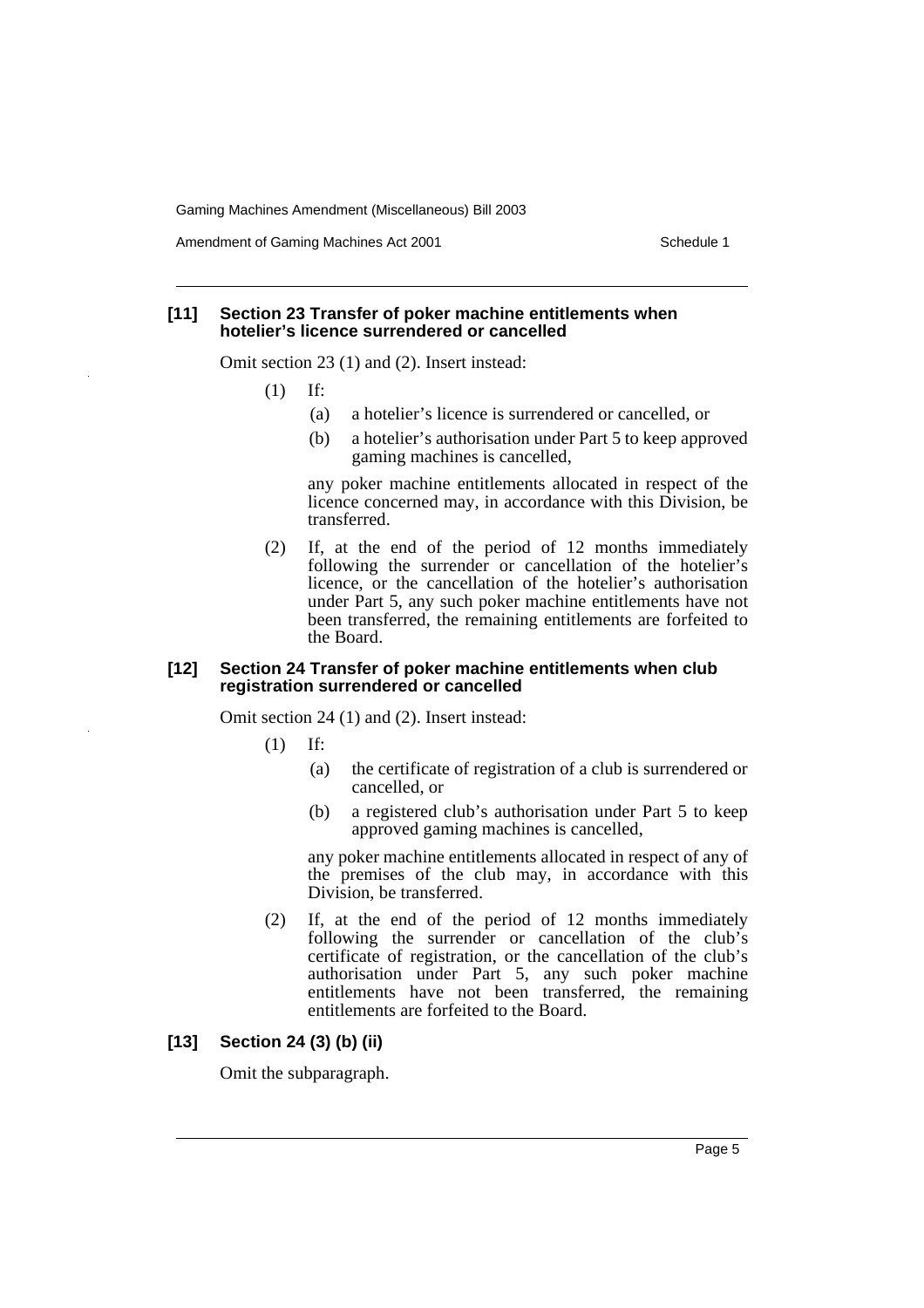### [11] Section 23 Transfer of poker machine entitlements when hotelier's licence surrendered or cancelled

Omit section 23 (1) and (2). Insert instead:

(1) If:

- (a) a hotelier's licence is surrendered or cancelled, or
- (b) a hotelier's authorisation under Part 5 to keep approved gaming machines is cancelled,

any poker machine entitlements allocated in respect of the licence concerned may, in accordance with this Division, be transferred.

(2) If, at the end of the period of 12 months immediately following the surrender or cancellation of the hotelier's licence, or the cancellation of the hotelier's authorisation under Part 5, any such poker machine entitlements have not been transferred, the remaining entitlements are forfeited to the Board.

### [12] Section 24 Transfer of poker machine entitlements when club registration surrendered or cancelled

Omit section 24 (1) and (2). Insert instead:

(1) If:

- (a) the certificate of registration of a club is surrendered or cancelled, or
- (b) a registered club's authorisation under Part 5 to keep approved gaming machines is cancelled,

any poker machine entitlements allocated in respect of any of the premises of the club may, in accordance with this Division, be transferred.

(2) If, at the end of the period of 12 months immediately following the surrender or cancellation of the club's certificate of registration, or the cancellation of the club's authorisation under Part 5, any such poker machine entitlements have not been transferred, the remaining entitlements are forfeited to the Board.

### [13] Section 24 (3) (b) (ii)

Omit the subparagraph.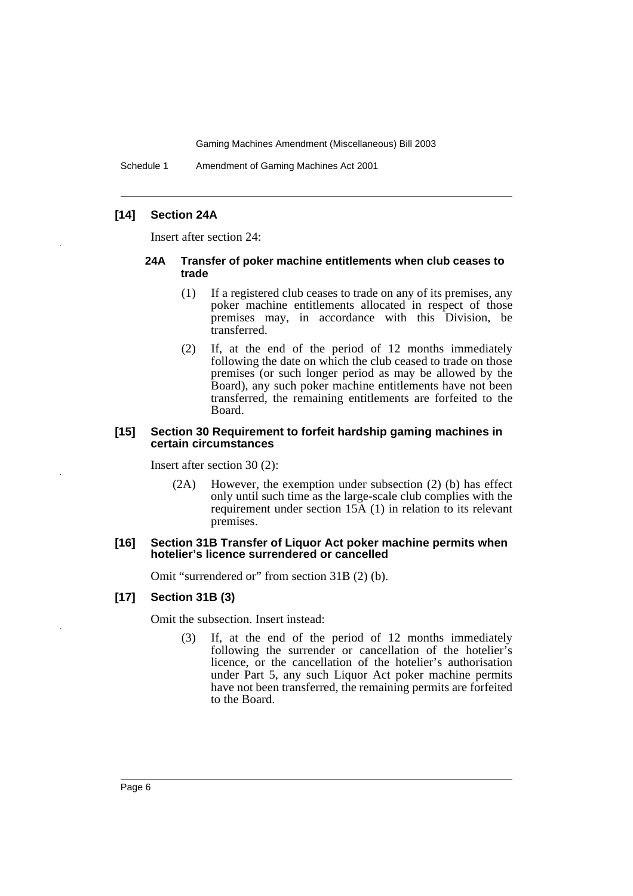### [14] Section 24A

Insert after section 24:

#### 24A Transfer of poker machine entitlements when club ceases to trade

(1) If a registered club ceases to trade on any of its premises, any poker machine entitlements allocated in respect of those premises may, in accordance with this Division, be transferred.

(2) If, at the end of the period of 12 months immediately following the date on which the club ceased to trade on those premises (or such longer period as may be allowed by the Board), any such poker machine entitlements have not been transferred, the remaining entitlements are forfeited to the Board.

### [15] Section 30 Requirement to forfeit hardship gaming machines in certain circumstances

Insert after section 30 (2):

(2A) However, the exemption under subsection (2) (b) has effect only until such time as the large-scale club complies with the requirement under section 15A (1) in relation to its relevant premises.

### [16] Section 31B Transfer of Liquor Act poker machine permits when hotelier's licence surrendered or cancelled

Omit "surrendered or" from section 31B (2) (b).

### [17] Section 31B (3)

Omit the subsection. Insert instead:

(3) If, at the end of the period of 12 months immediately following the surrender or cancellation of the hotelier's licence, or the cancellation of the hotelier's authorisation under Part 5, any such Liquor Act poker machine permits have not been transferred, the remaining permits are forfeited to the Board.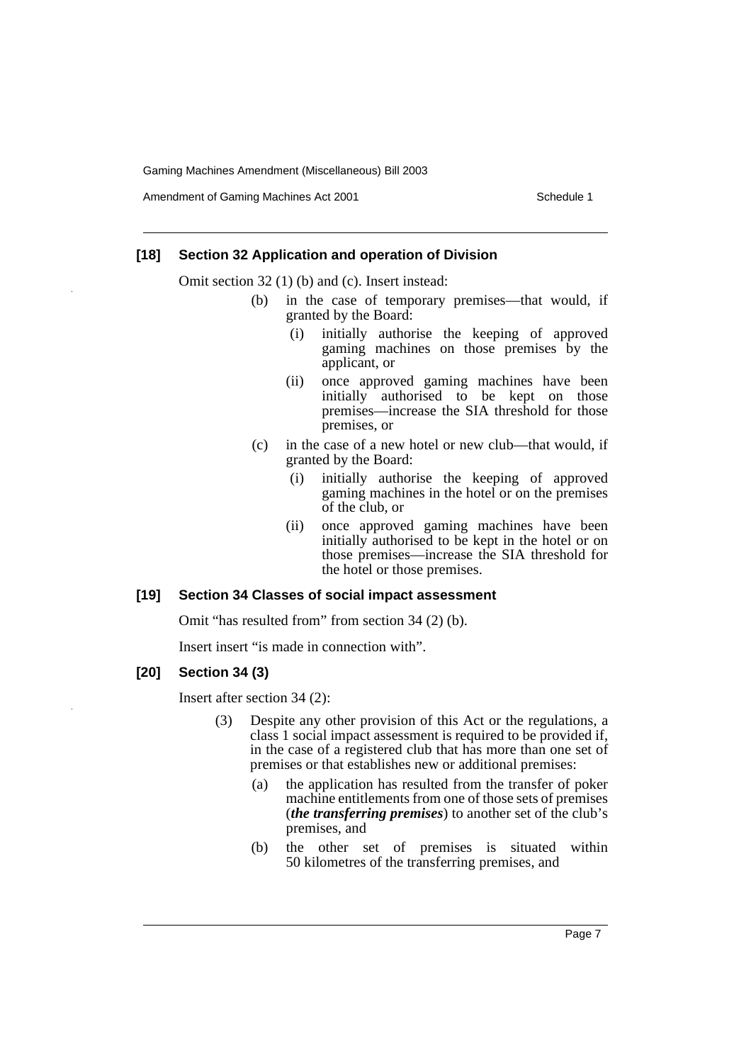### [18] Section 32 Application and operation of Division

Omit section 32 (1) (b) and (c). Insert instead:

- (b) in the case of temporary premises—that would, if granted by the Board:
  - (i) initially authorise the keeping of approved gaming machines on those premises by the applicant, or
  - (ii) once approved gaming machines have been initially authorised to be kept on those premises—increase the SIA threshold for those premises, or
- (c) in the case of a new hotel or new club—that would, if granted by the Board:
  - (i) initially authorise the keeping of approved gaming machines in the hotel or on the premises of the club, or
  - (ii) once approved gaming machines have been initially authorised to be kept in the hotel or on those premises—increase the SIA threshold for the hotel or those premises.

### [19] Section 34 Classes of social impact assessment

Omit "has resulted from" from section 34 (2) (b).

Insert insert "is made in connection with".

### [20] Section 34 (3)

Insert after section 34 (2):

(3) Despite any other provision of this Act or the regulations, a class 1 social impact assessment is required to be provided if, in the case of a registered club that has more than one set of premises or that establishes new or additional premises:

- (a) the application has resulted from the transfer of poker machine entitlements from one of those sets of premises (***the transferring premises***) to another set of the club's premises, and
- (b) the other set of premises is situated within 50 kilometres of the transferring premises, and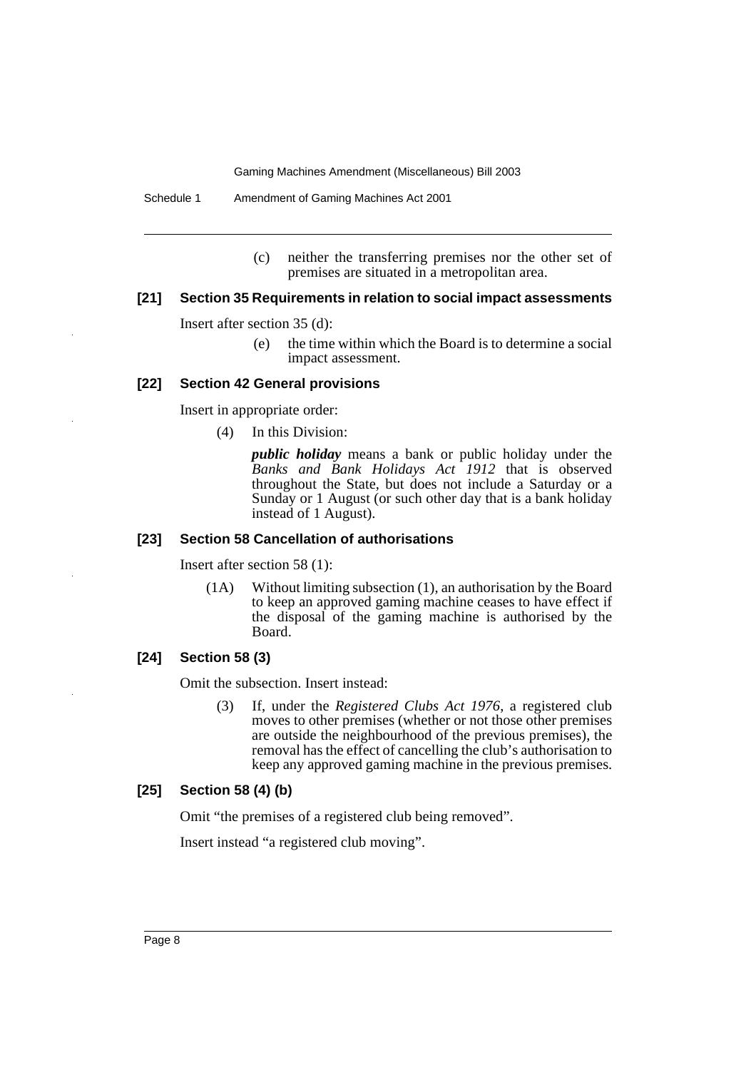(c) neither the transferring premises nor the other set of premises are situated in a metropolitan area.

### [21] Section 35 Requirements in relation to social impact assessments

Insert after section 35 (d):

(e) the time within which the Board is to determine a social impact assessment.

### [22] Section 42 General provisions

Insert in appropriate order:

(4) In this Division:

***public holiday*** means a bank or public holiday under the *Banks and Bank Holidays Act 1912* that is observed throughout the State, but does not include a Saturday or a Sunday or 1 August (or such other day that is a bank holiday instead of 1 August).

### [23] Section 58 Cancellation of authorisations

Insert after section 58 (1):

(1A) Without limiting subsection (1), an authorisation by the Board to keep an approved gaming machine ceases to have effect if the disposal of the gaming machine is authorised by the Board.

### [24] Section 58 (3)

Omit the subsection. Insert instead:

(3) If, under the *Registered Clubs Act 1976*, a registered club moves to other premises (whether or not those other premises are outside the neighbourhood of the previous premises), the removal has the effect of cancelling the club's authorisation to keep any approved gaming machine in the previous premises.

### [25] Section 58 (4) (b)

Omit "the premises of a registered club being removed".

Insert instead "a registered club moving".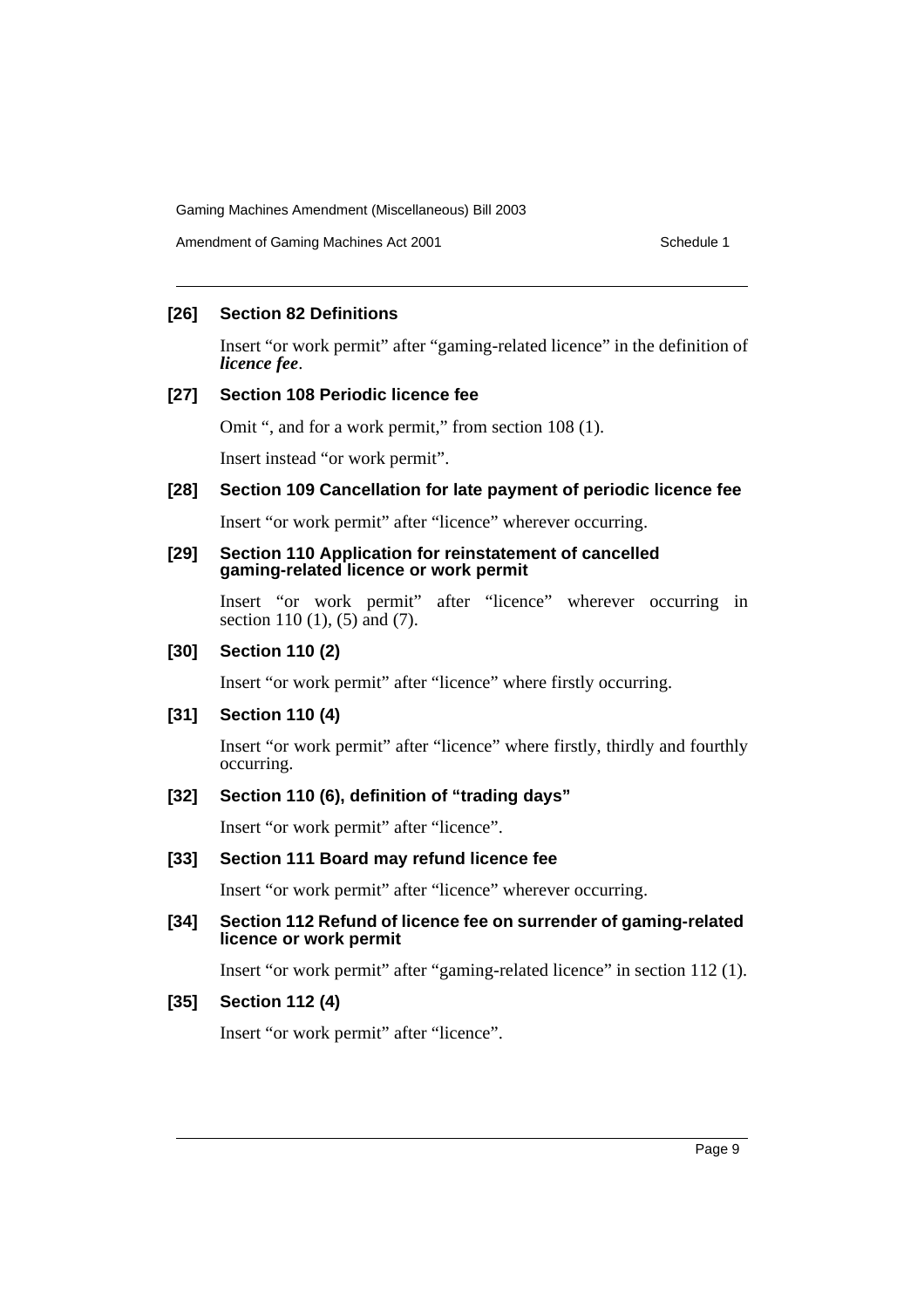### [26] Section 82 Definitions

Insert "or work permit" after "gaming-related licence" in the definition of ***licence fee***.

### [27] Section 108 Periodic licence fee

Omit ", and for a work permit," from section 108 (1).

Insert instead "or work permit".

### [28] Section 109 Cancellation for late payment of periodic licence fee

Insert "or work permit" after "licence" wherever occurring.

### [29] Section 110 Application for reinstatement of cancelled gaming-related licence or work permit

Insert "or work permit" after "licence" wherever occurring in section 110 (1), (5) and (7).

### [30] Section 110 (2)

Insert "or work permit" after "licence" where firstly occurring.

### [31] Section 110 (4)

Insert "or work permit" after "licence" where firstly, thirdly and fourthly occurring.

### [32] Section 110 (6), definition of "trading days"

Insert "or work permit" after "licence".

### [33] Section 111 Board may refund licence fee

Insert "or work permit" after "licence" wherever occurring.

### [34] Section 112 Refund of licence fee on surrender of gaming-related licence or work permit

Insert "or work permit" after "gaming-related licence" in section 112 (1).

### [35] Section 112 (4)

Insert "or work permit" after "licence".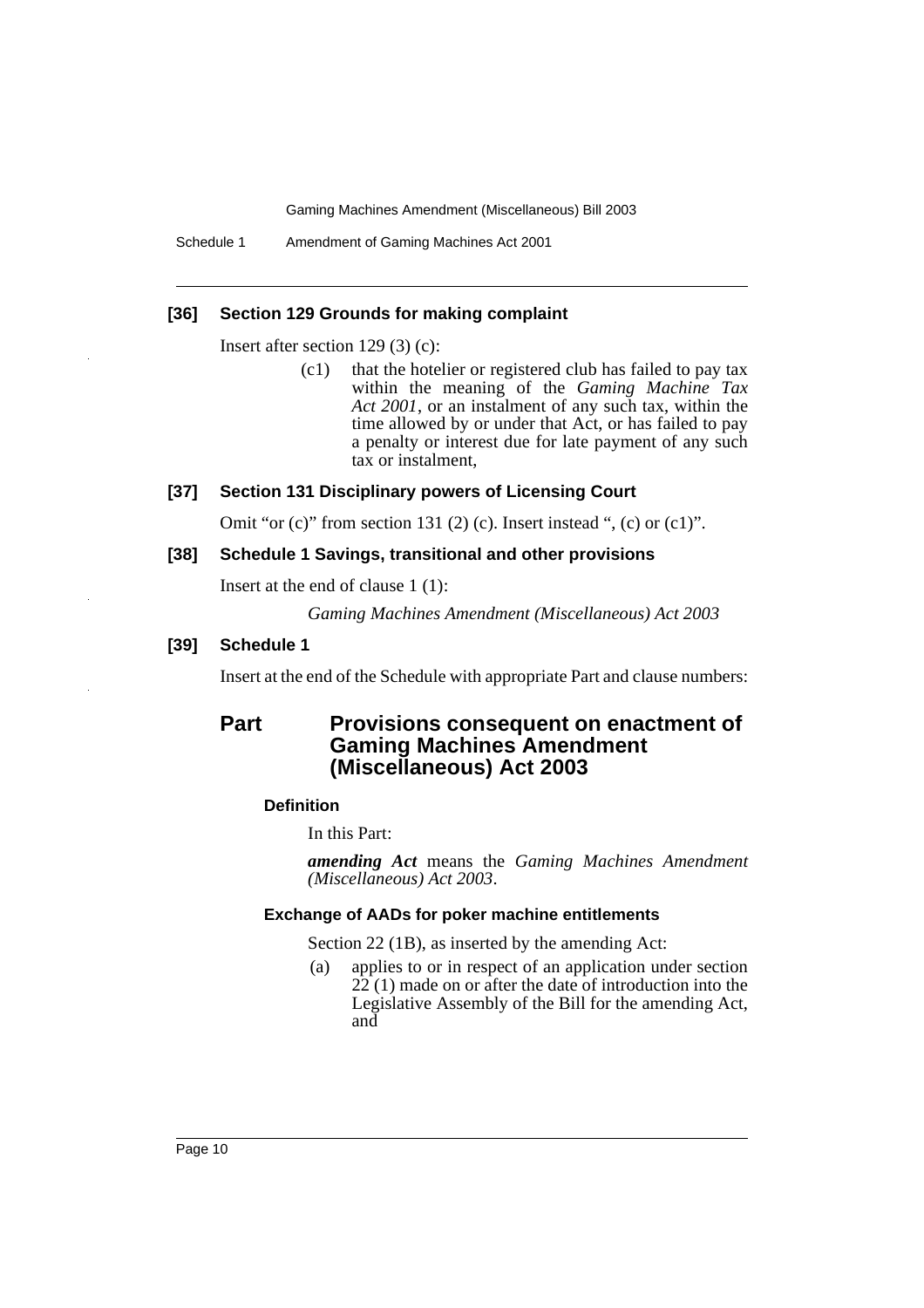### [36] Section 129 Grounds for making complaint

Insert after section 129 (3) (c):

> (c1) that the hotelier or registered club has failed to pay tax within the meaning of the *Gaming Machine Tax Act 2001*, or an instalment of any such tax, within the time allowed by or under that Act, or has failed to pay a penalty or interest due for late payment of any such tax or instalment,

### [37] Section 131 Disciplinary powers of Licensing Court

Omit "or (c)" from section 131 (2) (c). Insert instead ", (c) or (c1)".

### [38] Schedule 1 Savings, transitional and other provisions

Insert at the end of clause 1 (1):

> *Gaming Machines Amendment (Miscellaneous) Act 2003*

### [39] Schedule 1

Insert at the end of the Schedule with appropriate Part and clause numbers:

## Part Provisions consequent on enactment of Gaming Machines Amendment (Miscellaneous) Act 2003

#### Definition

In this Part:

***amending Act*** means the *Gaming Machines Amendment (Miscellaneous) Act 2003*.

#### Exchange of AADs for poker machine entitlements

Section 22 (1B), as inserted by the amending Act:

(a) applies to or in respect of an application under section 22 (1) made on or after the date of introduction into the Legislative Assembly of the Bill for the amending Act, and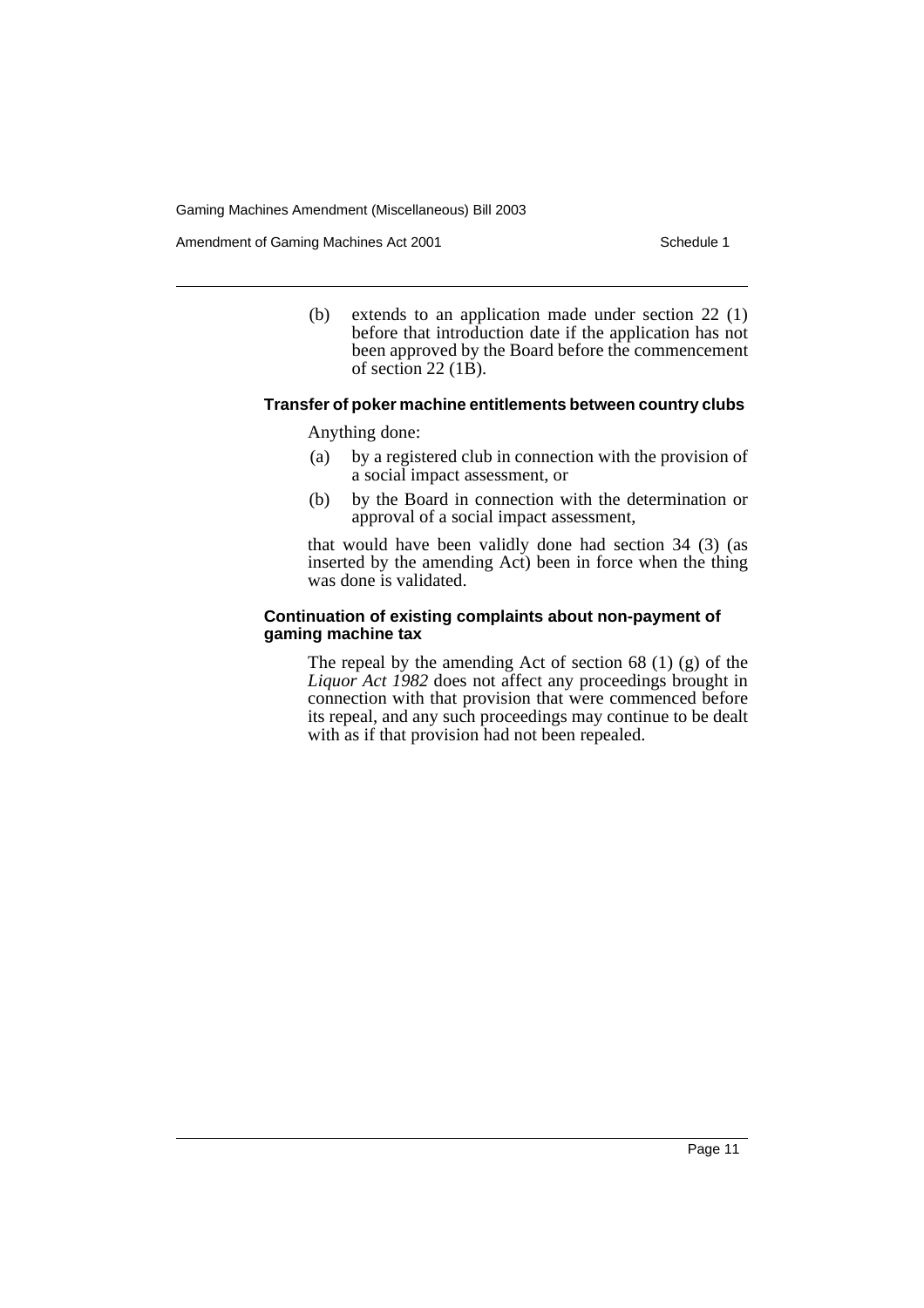(b) extends to an application made under section 22 (1) before that introduction date if the application has not been approved by the Board before the commencement of section 22 (1B).

#### Transfer of poker machine entitlements between country clubs

Anything done:

(a) by a registered club in connection with the provision of a social impact assessment, or

(b) by the Board in connection with the determination or approval of a social impact assessment,

that would have been validly done had section 34 (3) (as inserted by the amending Act) been in force when the thing was done is validated.

#### Continuation of existing complaints about non-payment of gaming machine tax

The repeal by the amending Act of section 68 (1) (g) of the *Liquor Act 1982* does not affect any proceedings brought in connection with that provision that were commenced before its repeal, and any such proceedings may continue to be dealt with as if that provision had not been repealed.